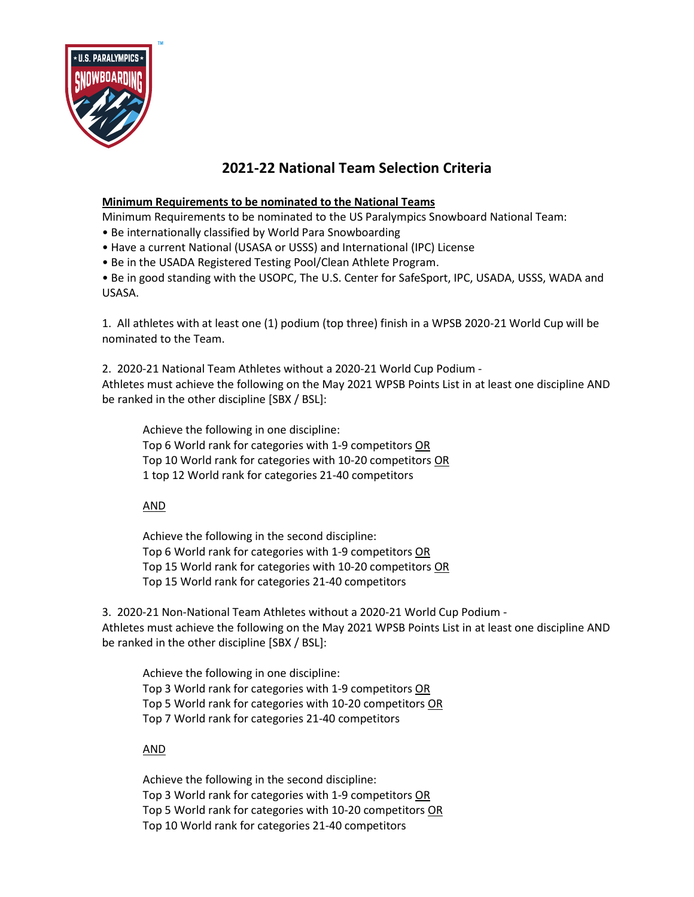# 2021-22 National Team Selection Criteria

**Minimum Requirements to be nominated to the National Teams**

Minimum Requirements to be nominated to the US Paralympics Snowboard National Team:

- Be internationally classified by World Para Snowboarding
- Have a current National (USASA or USSS) and International (IPC) License
- Be in the USADA Registered Testing Pool/Clean Athlete Program.
- Be in good standing with the USOPC, The U.S. Center for SafeSport, IPC, USADA, USSS, WADA and USASA.

1. All athletes with at least one (1) podium (top three) finish in a WPSB 2020-21 World Cup will be nominated to the Team.

2. 2020-21 National Team Athletes without a 2020-21 World Cup Podium - Athletes must achieve the following on the May 2021 WPSB Points List in at least one discipline AND be ranked in the other discipline [SBX / BSL]:

   Achieve the following in one discipline:
   Top 6 World rank for categories with 1-9 competitors OR
   Top 10 World rank for categories with 10-20 competitors OR
   1 top 12 World rank for categories 21-40 competitors

   AND

   Achieve the following in the second discipline:
   Top 6 World rank for categories with 1-9 competitors OR
   Top 15 World rank for categories with 10-20 competitors OR
   Top 15 World rank for categories 21-40 competitors

3. 2020-21 Non-National Team Athletes without a 2020-21 World Cup Podium - Athletes must achieve the following on the May 2021 WPSB Points List in at least one discipline AND be ranked in the other discipline [SBX / BSL]:

   Achieve the following in one discipline:
   Top 3 World rank for categories with 1-9 competitors OR
   Top 5 World rank for categories with 10-20 competitors OR
   Top 7 World rank for categories 21-40 competitors

   AND

   Achieve the following in the second discipline:
   Top 3 World rank for categories with 1-9 competitors OR
   Top 5 World rank for categories with 10-20 competitors OR
   Top 10 World rank for categories 21-40 competitors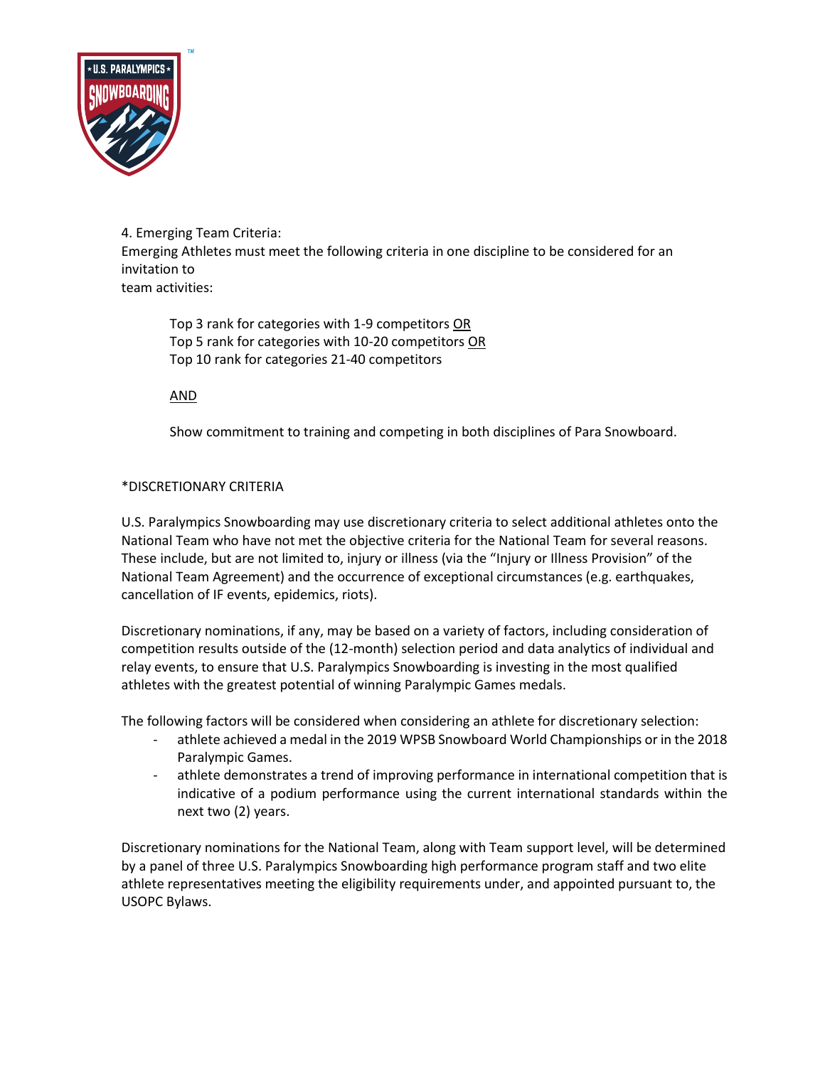4. Emerging Team Criteria:
Emerging Athletes must meet the following criteria in one discipline to be considered for an invitation to
team activities:

Top 3 rank for categories with 1-9 competitors <u>OR</u>
Top 5 rank for categories with 10-20 competitors <u>OR</u>
Top 10 rank for categories 21-40 competitors

<u>AND</u>

Show commitment to training and competing in both disciplines of Para Snowboard.

*DISCRETIONARY CRITERIA

U.S. Paralympics Snowboarding may use discretionary criteria to select additional athletes onto the National Team who have not met the objective criteria for the National Team for several reasons. These include, but are not limited to, injury or illness (via the "Injury or Illness Provision" of the National Team Agreement) and the occurrence of exceptional circumstances (e.g. earthquakes, cancellation of IF events, epidemics, riots).

Discretionary nominations, if any, may be based on a variety of factors, including consideration of competition results outside of the (12-month) selection period and data analytics of individual and relay events, to ensure that U.S. Paralympics Snowboarding is investing in the most qualified athletes with the greatest potential of winning Paralympic Games medals.

The following factors will be considered when considering an athlete for discretionary selection:

- athlete achieved a medal in the 2019 WPSB Snowboard World Championships or in the 2018 Paralympic Games.
- athlete demonstrates a trend of improving performance in international competition that is indicative of a podium performance using the current international standards within the next two (2) years.

Discretionary nominations for the National Team, along with Team support level, will be determined by a panel of three U.S. Paralympics Snowboarding high performance program staff and two elite athlete representatives meeting the eligibility requirements under, and appointed pursuant to, the USOPC Bylaws.